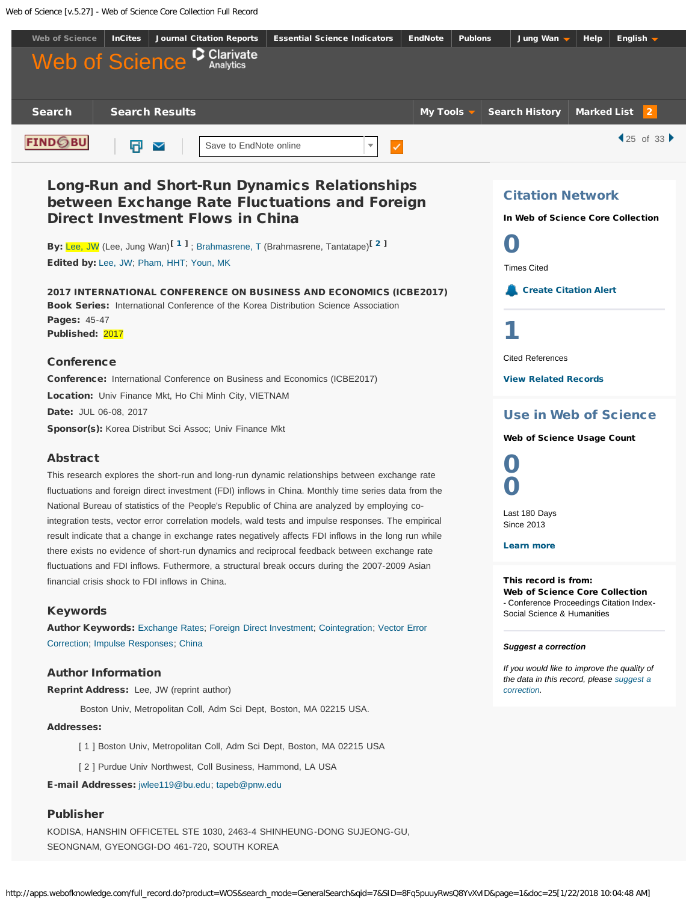# Long-Run and Short-Run Dynamics Relationships between Exchange Rate Fluctuations and Foreign Direct Investment Flows in China

**By:** Lee, JW (Lee, Jung Wan)[1] ; Brahmasrene, T (Brahmasrene, Tantatape)[2]

**Edited by:** Lee, JW; Pham, HHT; Youn, MK

**2017 INTERNATIONAL CONFERENCE ON BUSINESS AND ECONOMICS (ICBE2017)**

**Book Series:** International Conference of the Korea Distribution Science Association

**Pages:** 45-47

**Published:** 2017

## Conference

**Conference:** International Conference on Business and Economics (ICBE2017)

**Location:** Univ Finance Mkt, Ho Chi Minh City, VIETNAM

**Date:** JUL 06-08, 2017

**Sponsor(s):** Korea Distribut Sci Assoc; Univ Finance Mkt

## Abstract

This research explores the short-run and long-run dynamic relationships between exchange rate fluctuations and foreign direct investment (FDI) inflows in China. Monthly time series data from the National Bureau of statistics of the People's Republic of China are analyzed by employing co-integration tests, vector error correlation models, wald tests and impulse responses. The empirical result indicate that a change in exchange rates negatively affects FDI inflows in the long run while there exists no evidence of short-run dynamics and reciprocal feedback between exchange rate fluctuations and FDI inflows. Futhermore, a structural break occurs during the 2007-2009 Asian financial crisis shock to FDI inflows in China.

## Keywords

**Author Keywords:** Exchange Rates; Foreign Direct Investment; Cointegration; Vector Error Correction; Impulse Responses; China

## Author Information

**Reprint Address:** Lee, JW (reprint author)

Boston Univ, Metropolitan Coll, Adm Sci Dept, Boston, MA 02215 USA.

**Addresses:**

[ 1 ] Boston Univ, Metropolitan Coll, Adm Sci Dept, Boston, MA 02215 USA

[ 2 ] Purdue Univ Northwest, Coll Business, Hammond, LA USA

**E-mail Addresses:** jwlee119@bu.edu; tapeb@pnw.edu

## Publisher

KODISA, HANSHIN OFFICETEL STE 1030, 2463-4 SHINHEUNG-DONG SUJEONG-GU, SEONGNAM, GYEONGGI-DO 461-720, SOUTH KOREA

## Citation Network

**In Web of Science Core Collection**

0

Times Cited

Create Citation Alert

1

Cited References

View Related Records

## Use in Web of Science

**Web of Science Usage Count**

0 — Last 180 Days

0 — Since 2013

Learn more

**This record is from:**
**Web of Science Core Collection**
- Conference Proceedings Citation Index- Social Science & Humanities

*Suggest a correction*

*If you would like to improve the quality of the data in this record, please suggest a correction.*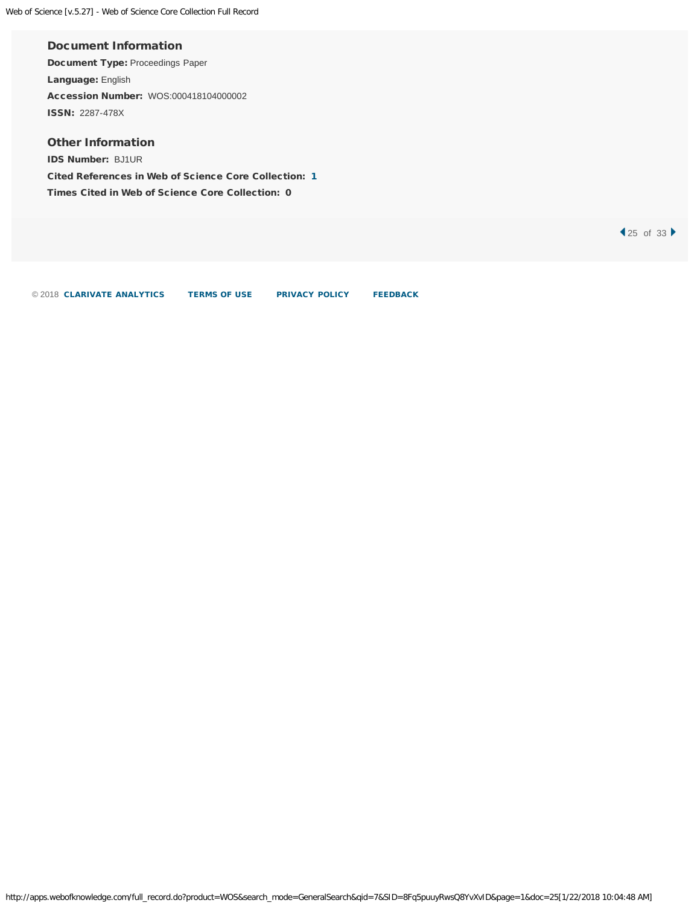## Document Information

**Document Type:** Proceedings Paper

**Language:** English

**Accession Number:** WOS:000418104000002

**ISSN:** 2287-478X

## Other Information

**IDS Number:** BJ1UR

**Cited References in Web of Science Core Collection:** 1

**Times Cited in Web of Science Core Collection:** 0

© 2018 CLARIVATE ANALYTICS    TERMS OF USE    PRIVACY POLICY    FEEDBACK